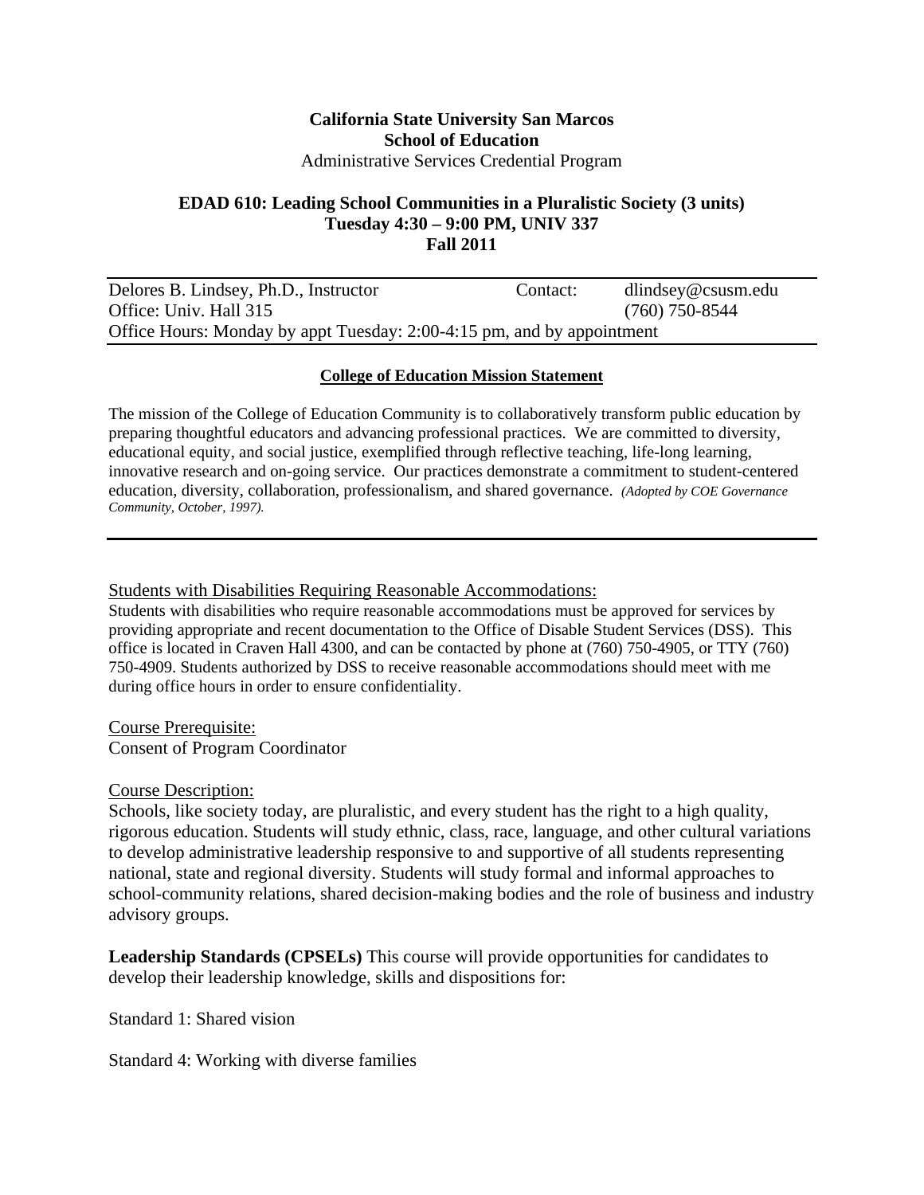**California State University San Marcos**
**School of Education**
Administrative Services Credential Program

**EDAD 610: Leading School Communities in a Pluralistic Society (3 units)**
**Tuesday 4:30 – 9:00 PM, UNIV 337**
**Fall 2011**

| Delores B. Lindsey, Ph.D., Instructor | Contact: | dlindsey@csusm.edu |
|---|---|---|
| Office: Univ. Hall 315 | | (760) 750-8544 |
| Office Hours: Monday by appt Tuesday: 2:00-4:15 pm, and by appointment | | |

**College of Education Mission Statement**

The mission of the College of Education Community is to collaboratively transform public education by preparing thoughtful educators and advancing professional practices. We are committed to diversity, educational equity, and social justice, exemplified through reflective teaching, life-long learning, innovative research and on-going service. Our practices demonstrate a commitment to student-centered education, diversity, collaboration, professionalism, and shared governance. *(Adopted by COE Governance Community, October, 1997).*

Students with Disabilities Requiring Reasonable Accommodations:

Students with disabilities who require reasonable accommodations must be approved for services by providing appropriate and recent documentation to the Office of Disable Student Services (DSS). This office is located in Craven Hall 4300, and can be contacted by phone at (760) 750-4905, or TTY (760) 750-4909. Students authorized by DSS to receive reasonable accommodations should meet with me during office hours in order to ensure confidentiality.

Course Prerequisite:
Consent of Program Coordinator

Course Description:
Schools, like society today, are pluralistic, and every student has the right to a high quality, rigorous education. Students will study ethnic, class, race, language, and other cultural variations to develop administrative leadership responsive to and supportive of all students representing national, state and regional diversity. Students will study formal and informal approaches to school-community relations, shared decision-making bodies and the role of business and industry advisory groups.

**Leadership Standards (CPSELs)** This course will provide opportunities for candidates to develop their leadership knowledge, skills and dispositions for:

Standard 1: Shared vision

Standard 4: Working with diverse families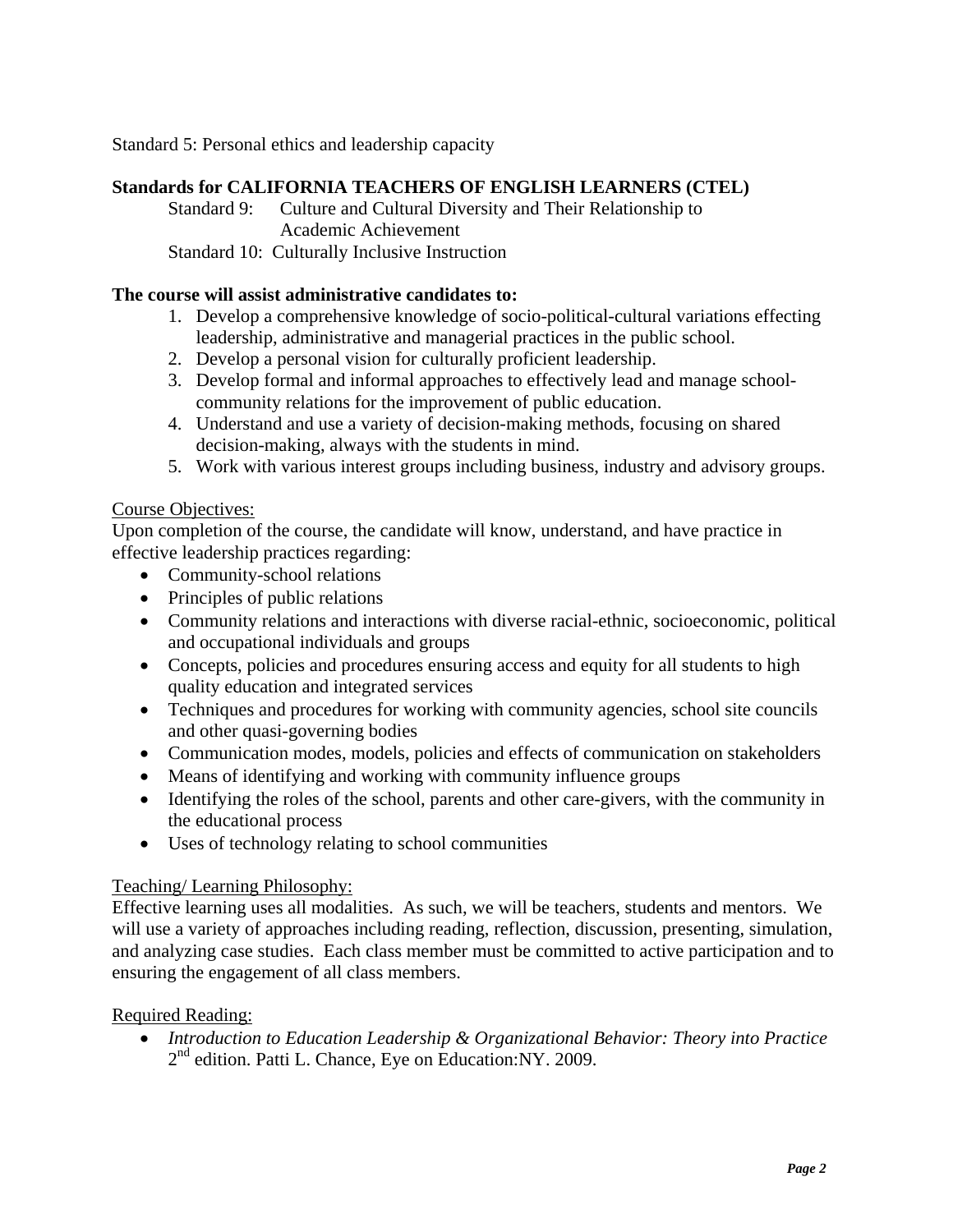Standard 5: Personal ethics and leadership capacity

**Standards for CALIFORNIA TEACHERS OF ENGLISH LEARNERS (CTEL)**

Standard 9: Culture and Cultural Diversity and Their Relationship to Academic Achievement

Standard 10: Culturally Inclusive Instruction

**The course will assist administrative candidates to:**

1. Develop a comprehensive knowledge of socio-political-cultural variations effecting leadership, administrative and managerial practices in the public school.
2. Develop a personal vision for culturally proficient leadership.
3. Develop formal and informal approaches to effectively lead and manage school-community relations for the improvement of public education.
4. Understand and use a variety of decision-making methods, focusing on shared decision-making, always with the students in mind.
5. Work with various interest groups including business, industry and advisory groups.

Course Objectives:

Upon completion of the course, the candidate will know, understand, and have practice in effective leadership practices regarding:

- Community-school relations
- Principles of public relations
- Community relations and interactions with diverse racial-ethnic, socioeconomic, political and occupational individuals and groups
- Concepts, policies and procedures ensuring access and equity for all students to high quality education and integrated services
- Techniques and procedures for working with community agencies, school site councils and other quasi-governing bodies
- Communication modes, models, policies and effects of communication on stakeholders
- Means of identifying and working with community influence groups
- Identifying the roles of the school, parents and other care-givers, with the community in the educational process
- Uses of technology relating to school communities

Teaching/ Learning Philosophy:

Effective learning uses all modalities. As such, we will be teachers, students and mentors. We will use a variety of approaches including reading, reflection, discussion, presenting, simulation, and analyzing case studies. Each class member must be committed to active participation and to ensuring the engagement of all class members.

Required Reading:

- *Introduction to Education Leadership & Organizational Behavior: Theory into Practice* 2nd edition. Patti L. Chance, Eye on Education:NY. 2009.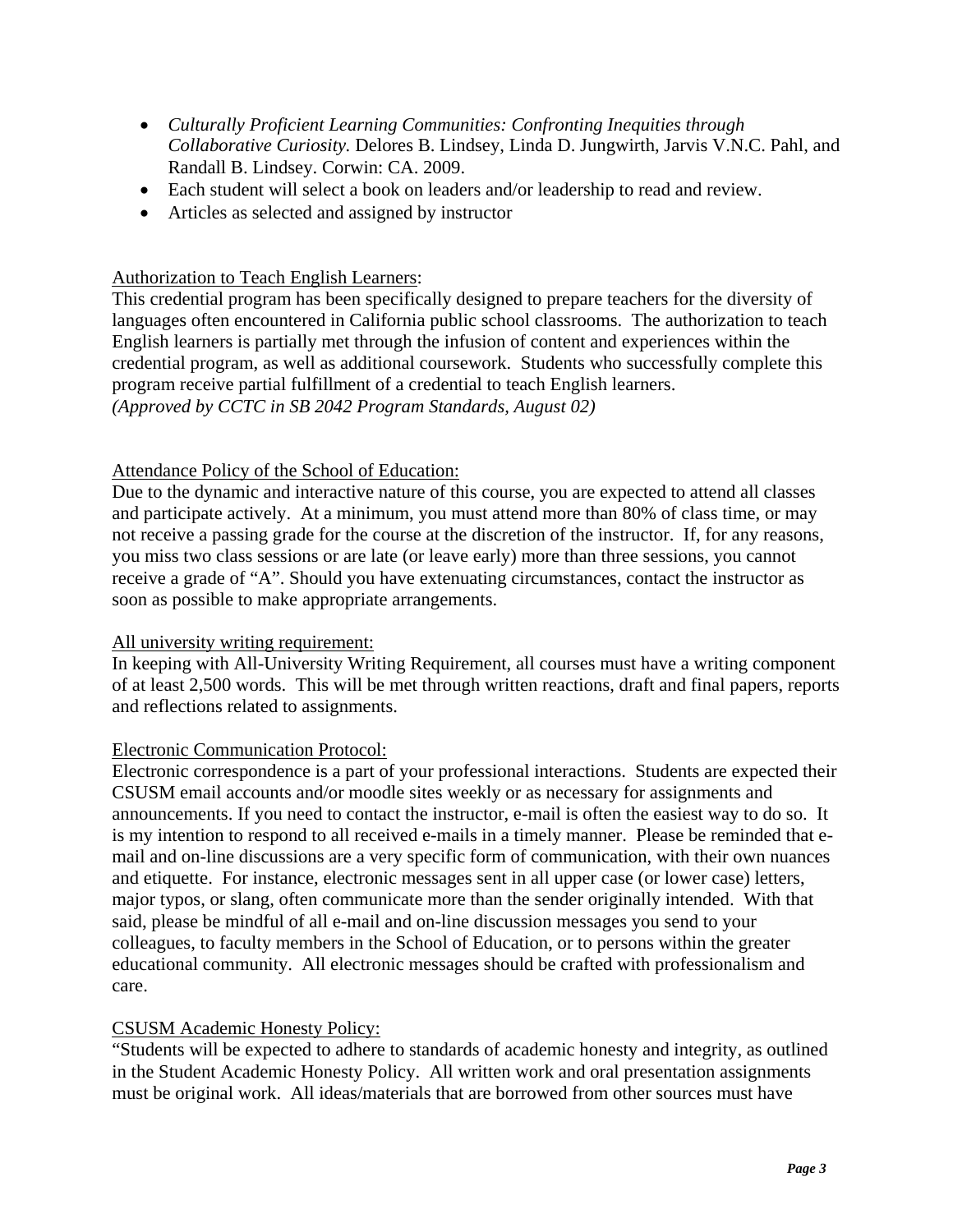- *Culturally Proficient Learning Communities: Confronting Inequities through Collaborative Curiosity.* Delores B. Lindsey, Linda D. Jungwirth, Jarvis V.N.C. Pahl, and Randall B. Lindsey. Corwin: CA. 2009.
- Each student will select a book on leaders and/or leadership to read and review.
- Articles as selected and assigned by instructor

Authorization to Teach English Learners:

This credential program has been specifically designed to prepare teachers for the diversity of languages often encountered in California public school classrooms. The authorization to teach English learners is partially met through the infusion of content and experiences within the credential program, as well as additional coursework. Students who successfully complete this program receive partial fulfillment of a credential to teach English learners.
*(Approved by CCTC in SB 2042 Program Standards, August 02)*

Attendance Policy of the School of Education:

Due to the dynamic and interactive nature of this course, you are expected to attend all classes and participate actively. At a minimum, you must attend more than 80% of class time, or may not receive a passing grade for the course at the discretion of the instructor. If, for any reasons, you miss two class sessions or are late (or leave early) more than three sessions, you cannot receive a grade of "A". Should you have extenuating circumstances, contact the instructor as soon as possible to make appropriate arrangements.

All university writing requirement:

In keeping with All-University Writing Requirement, all courses must have a writing component of at least 2,500 words. This will be met through written reactions, draft and final papers, reports and reflections related to assignments.

Electronic Communication Protocol:

Electronic correspondence is a part of your professional interactions. Students are expected their CSUSM email accounts and/or moodle sites weekly or as necessary for assignments and announcements. If you need to contact the instructor, e-mail is often the easiest way to do so. It is my intention to respond to all received e-mails in a timely manner. Please be reminded that e-mail and on-line discussions are a very specific form of communication, with their own nuances and etiquette. For instance, electronic messages sent in all upper case (or lower case) letters, major typos, or slang, often communicate more than the sender originally intended. With that said, please be mindful of all e-mail and on-line discussion messages you send to your colleagues, to faculty members in the School of Education, or to persons within the greater educational community. All electronic messages should be crafted with professionalism and care.

CSUSM Academic Honesty Policy:

"Students will be expected to adhere to standards of academic honesty and integrity, as outlined in the Student Academic Honesty Policy. All written work and oral presentation assignments must be original work. All ideas/materials that are borrowed from other sources must have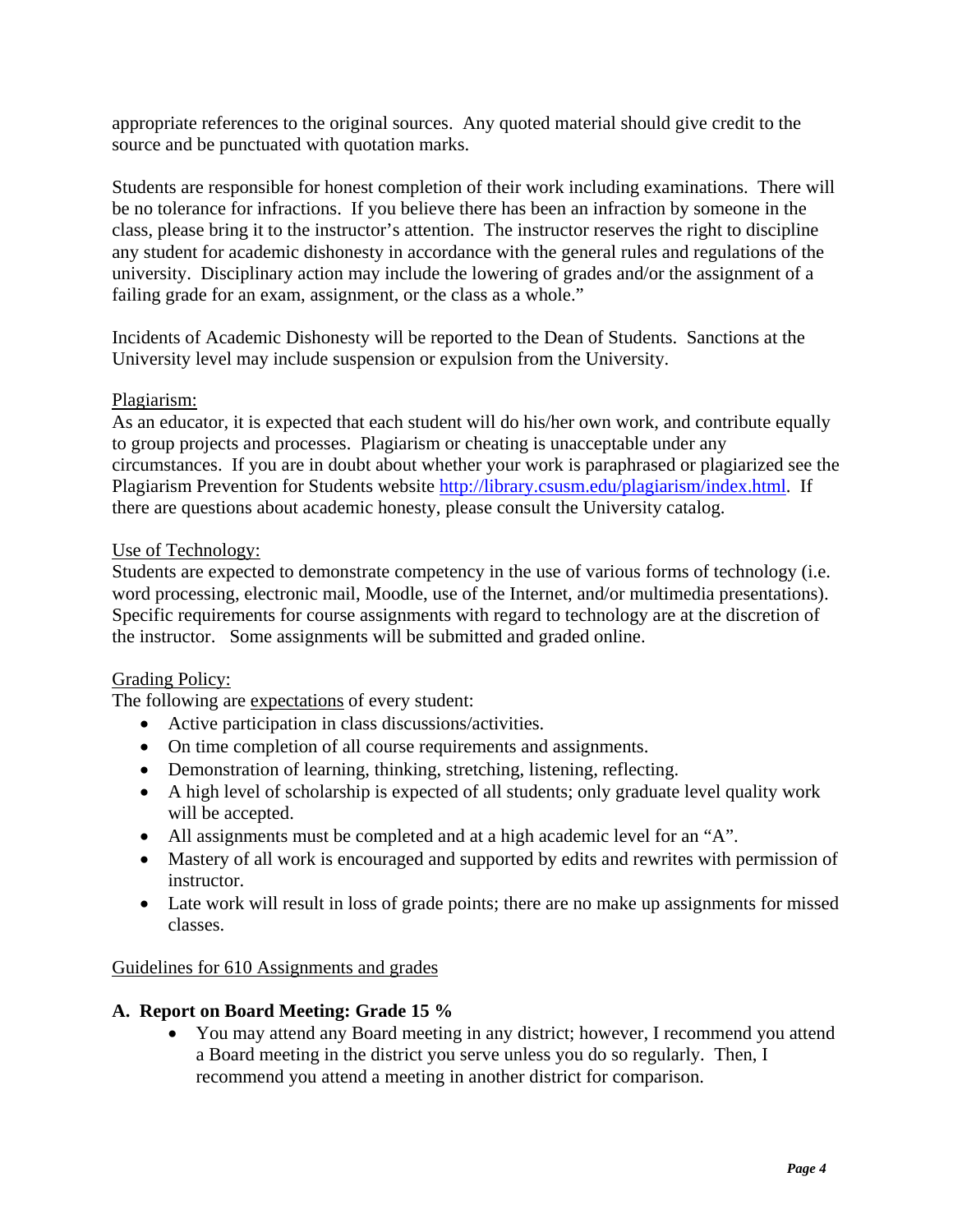appropriate references to the original sources. Any quoted material should give credit to the source and be punctuated with quotation marks.

Students are responsible for honest completion of their work including examinations. There will be no tolerance for infractions. If you believe there has been an infraction by someone in the class, please bring it to the instructor's attention. The instructor reserves the right to discipline any student for academic dishonesty in accordance with the general rules and regulations of the university. Disciplinary action may include the lowering of grades and/or the assignment of a failing grade for an exam, assignment, or the class as a whole."

Incidents of Academic Dishonesty will be reported to the Dean of Students. Sanctions at the University level may include suspension or expulsion from the University.

Plagiarism:

As an educator, it is expected that each student will do his/her own work, and contribute equally to group projects and processes. Plagiarism or cheating is unacceptable under any circumstances. If you are in doubt about whether your work is paraphrased or plagiarized see the Plagiarism Prevention for Students website http://library.csusm.edu/plagiarism/index.html. If there are questions about academic honesty, please consult the University catalog.

Use of Technology:

Students are expected to demonstrate competency in the use of various forms of technology (i.e. word processing, electronic mail, Moodle, use of the Internet, and/or multimedia presentations). Specific requirements for course assignments with regard to technology are at the discretion of the instructor. Some assignments will be submitted and graded online.

Grading Policy:

The following are expectations of every student:

- Active participation in class discussions/activities.
- On time completion of all course requirements and assignments.
- Demonstration of learning, thinking, stretching, listening, reflecting.
- A high level of scholarship is expected of all students; only graduate level quality work will be accepted.
- All assignments must be completed and at a high academic level for an "A".
- Mastery of all work is encouraged and supported by edits and rewrites with permission of instructor.
- Late work will result in loss of grade points; there are no make up assignments for missed classes.

Guidelines for 610 Assignments and grades

**A. Report on Board Meeting: Grade 15 %**

- You may attend any Board meeting in any district; however, I recommend you attend a Board meeting in the district you serve unless you do so regularly. Then, I recommend you attend a meeting in another district for comparison.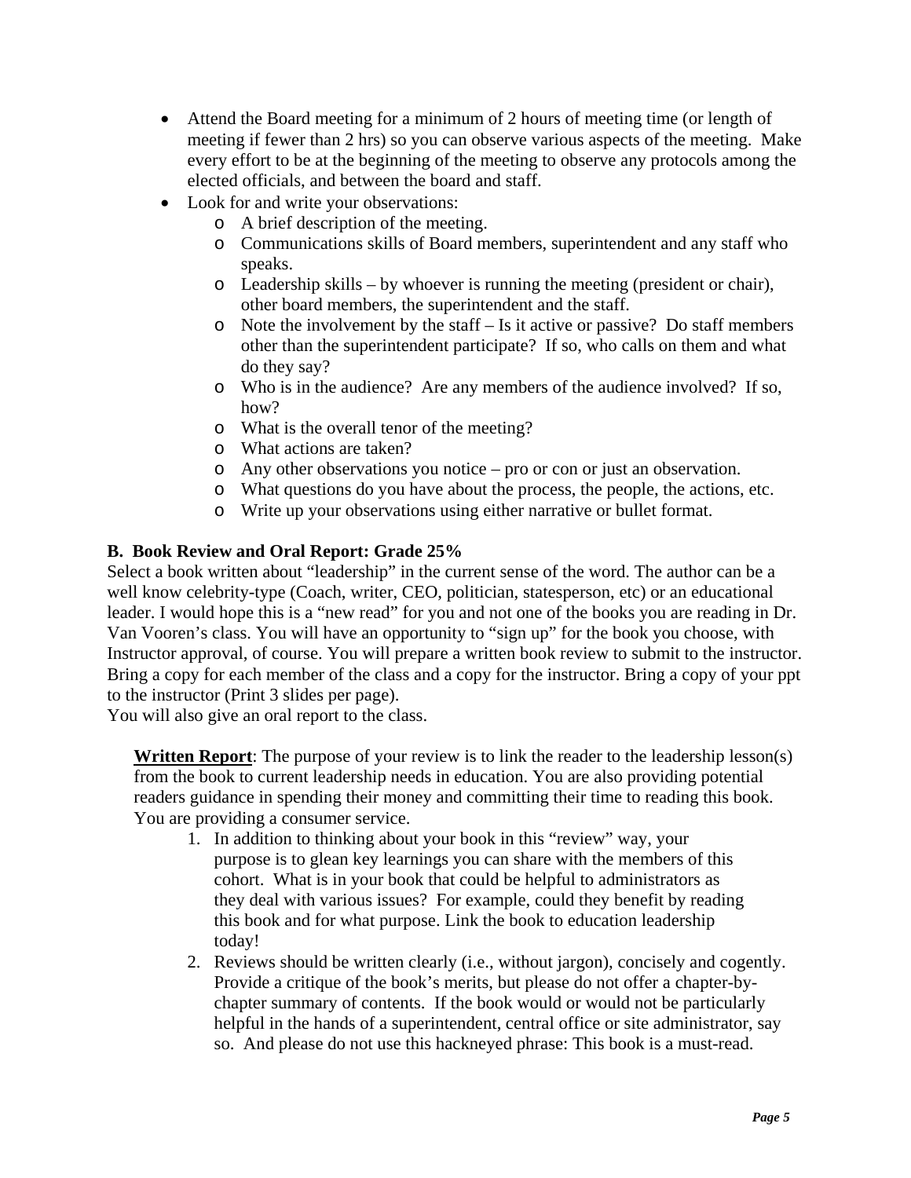- Attend the Board meeting for a minimum of 2 hours of meeting time (or length of meeting if fewer than 2 hrs) so you can observe various aspects of the meeting. Make every effort to be at the beginning of the meeting to observe any protocols among the elected officials, and between the board and staff.
- Look for and write your observations:
    - A brief description of the meeting.
    - Communications skills of Board members, superintendent and any staff who speaks.
    - Leadership skills – by whoever is running the meeting (president or chair), other board members, the superintendent and the staff.
    - Note the involvement by the staff – Is it active or passive? Do staff members other than the superintendent participate? If so, who calls on them and what do they say?
    - Who is in the audience? Are any members of the audience involved? If so, how?
    - What is the overall tenor of the meeting?
    - What actions are taken?
    - Any other observations you notice – pro or con or just an observation.
    - What questions do you have about the process, the people, the actions, etc.
    - Write up your observations using either narrative or bullet format.

**B. Book Review and Oral Report: Grade 25%**

Select a book written about "leadership" in the current sense of the word. The author can be a well know celebrity-type (Coach, writer, CEO, politician, statesperson, etc) or an educational leader. I would hope this is a "new read" for you and not one of the books you are reading in Dr. Van Vooren's class. You will have an opportunity to "sign up" for the book you choose, with Instructor approval, of course. You will prepare a written book review to submit to the instructor. Bring a copy for each member of the class and a copy for the instructor. Bring a copy of your ppt to the instructor (Print 3 slides per page).

You will also give an oral report to the class.

**<u>Written Report</u>**: The purpose of your review is to link the reader to the leadership lesson(s) from the book to current leadership needs in education. You are also providing potential readers guidance in spending their money and committing their time to reading this book. You are providing a consumer service.

1. In addition to thinking about your book in this "review" way, your purpose is to glean key learnings you can share with the members of this cohort. What is in your book that could be helpful to administrators as they deal with various issues? For example, could they benefit by reading this book and for what purpose. Link the book to education leadership today!
2. Reviews should be written clearly (i.e., without jargon), concisely and cogently. Provide a critique of the book's merits, but please do not offer a chapter-by-chapter summary of contents. If the book would or would not be particularly helpful in the hands of a superintendent, central office or site administrator, say so. And please do not use this hackneyed phrase: This book is a must-read.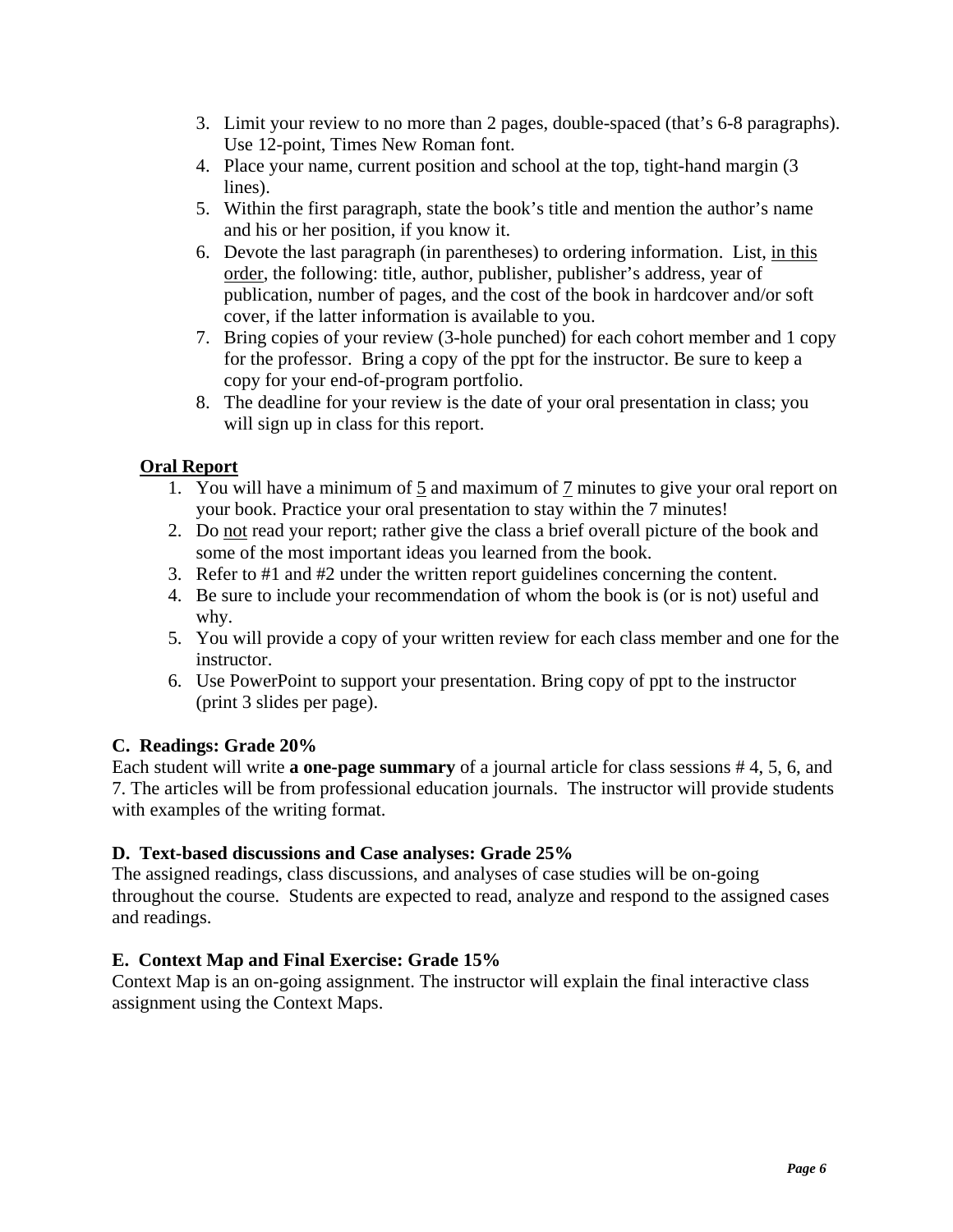3. Limit your review to no more than 2 pages, double-spaced (that's 6-8 paragraphs). Use 12-point, Times New Roman font.
4. Place your name, current position and school at the top, tight-hand margin (3 lines).
5. Within the first paragraph, state the book's title and mention the author's name and his or her position, if you know it.
6. Devote the last paragraph (in parentheses) to ordering information. List, <u>in this order</u>, the following: title, author, publisher, publisher's address, year of publication, number of pages, and the cost of the book in hardcover and/or soft cover, if the latter information is available to you.
7. Bring copies of your review (3-hole punched) for each cohort member and 1 copy for the professor. Bring a copy of the ppt for the instructor. Be sure to keep a copy for your end-of-program portfolio.
8. The deadline for your review is the date of your oral presentation in class; you will sign up in class for this report.

**<u>Oral Report</u>**

1. You will have a minimum of <u>5</u> and maximum of <u>7</u> minutes to give your oral report on your book. Practice your oral presentation to stay within the 7 minutes!
2. Do <u>not</u> read your report; rather give the class a brief overall picture of the book and some of the most important ideas you learned from the book.
3. Refer to #1 and #2 under the written report guidelines concerning the content.
4. Be sure to include your recommendation of whom the book is (or is not) useful and why.
5. You will provide a copy of your written review for each class member and one for the instructor.
6. Use PowerPoint to support your presentation. Bring copy of ppt to the instructor (print 3 slides per page).

**C. Readings: Grade 20%**

Each student will write **a one-page summary** of a journal article for class sessions # 4, 5, 6, and 7. The articles will be from professional education journals. The instructor will provide students with examples of the writing format.

**D. Text-based discussions and Case analyses: Grade 25%**

The assigned readings, class discussions, and analyses of case studies will be on-going throughout the course. Students are expected to read, analyze and respond to the assigned cases and readings.

**E. Context Map and Final Exercise: Grade 15%**

Context Map is an on-going assignment. The instructor will explain the final interactive class assignment using the Context Maps.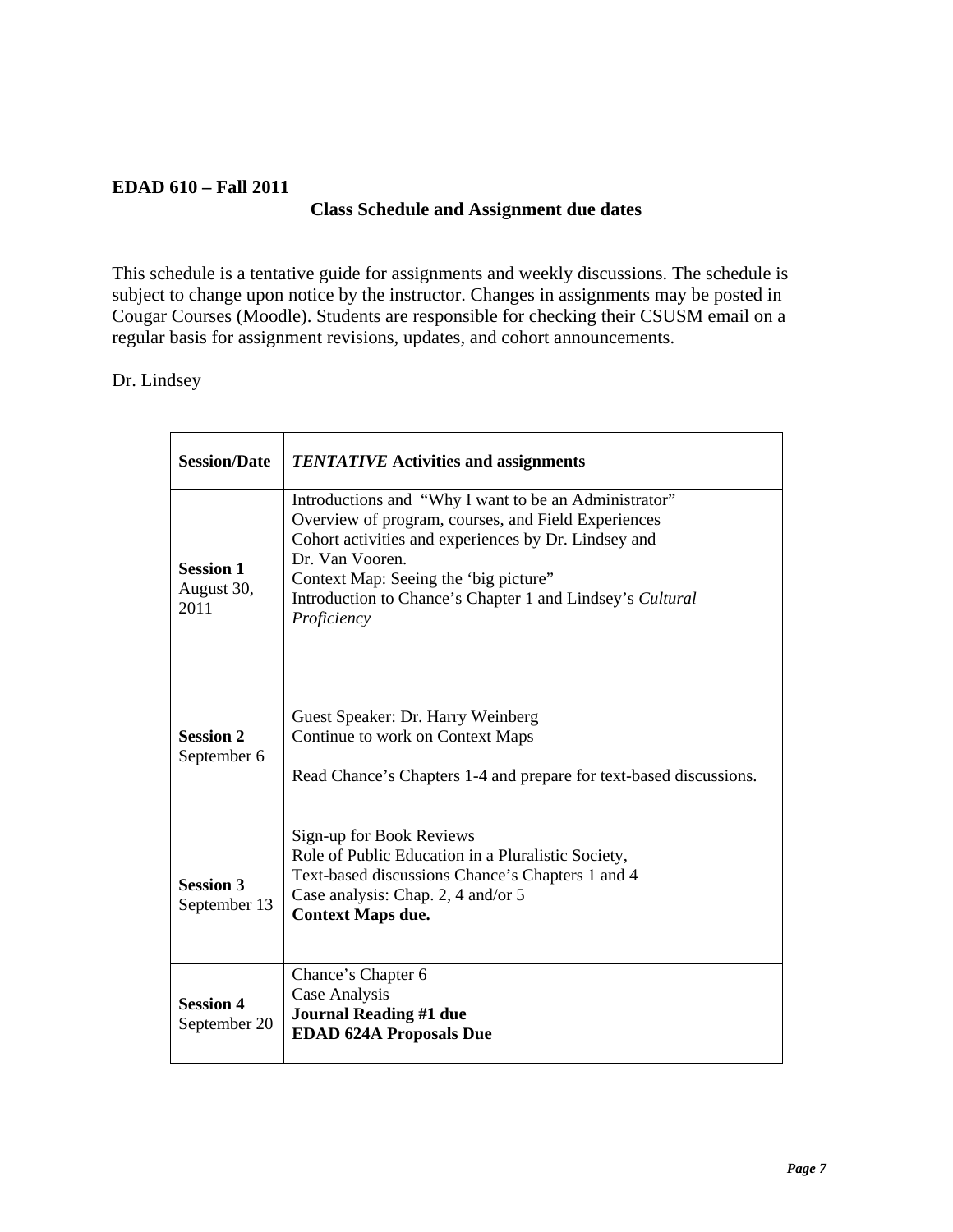**EDAD 610 – Fall 2011**

**Class Schedule and Assignment due dates**

This schedule is a tentative guide for assignments and weekly discussions. The schedule is subject to change upon notice by the instructor. Changes in assignments may be posted in Cougar Courses (Moodle). Students are responsible for checking their CSUSM email on a regular basis for assignment revisions, updates, and cohort announcements.

Dr. Lindsey

| **Session/Date** | ***TENTATIVE* Activities and assignments** |
|---|---|
| **Session 1** August 30, 2011 | Introductions and "Why I want to be an Administrator"<br>Overview of program, courses, and Field Experiences<br>Cohort activities and experiences by Dr. Lindsey and Dr. Van Vooren.<br>Context Map: Seeing the 'big picture"<br>Introduction to Chance's Chapter 1 and Lindsey's *Cultural Proficiency* |
| **Session 2** September 6 | Guest Speaker: Dr. Harry Weinberg<br>Continue to work on Context Maps<br><br>Read Chance's Chapters 1-4 and prepare for text-based discussions. |
| **Session 3** September 13 | Sign-up for Book Reviews<br>Role of Public Education in a Pluralistic Society,<br>Text-based discussions Chance's Chapters 1 and 4<br>Case analysis: Chap. 2, 4 and/or 5<br>**Context Maps due.** |
| **Session 4** September 20 | Chance's Chapter 6<br>Case Analysis<br>**Journal Reading #1 due**<br>**EDAD 624A Proposals Due** |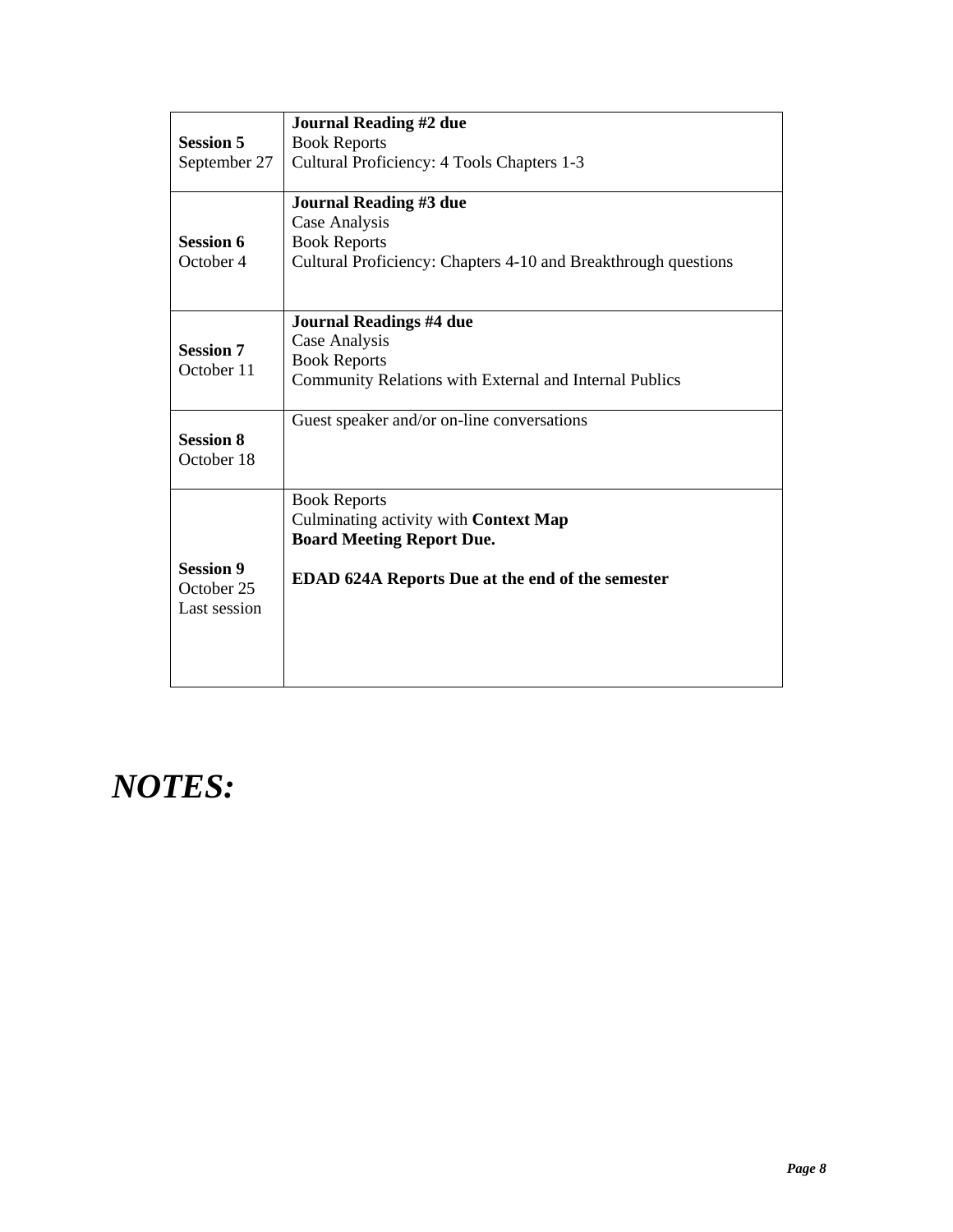| | |
|---|---|
| **Session 5**<br>September 27 | **Journal Reading #2 due**<br>Book Reports<br>Cultural Proficiency: 4 Tools Chapters 1-3 |
| **Session 6**<br>October 4 | **Journal Reading #3 due**<br>Case Analysis<br>Book Reports<br>Cultural Proficiency: Chapters 4-10 and Breakthrough questions |
| **Session 7**<br>October 11 | **Journal Readings #4 due**<br>Case Analysis<br>Book Reports<br>Community Relations with External and Internal Publics |
| **Session 8**<br>October 18 | Guest speaker and/or on-line conversations |
| **Session 9**<br>October 25<br>Last session | Book Reports<br>Culminating activity with **Context Map**<br>**Board Meeting Report Due.**<br><br>**EDAD 624A Reports Due at the end of the semester** |

# ***NOTES:***